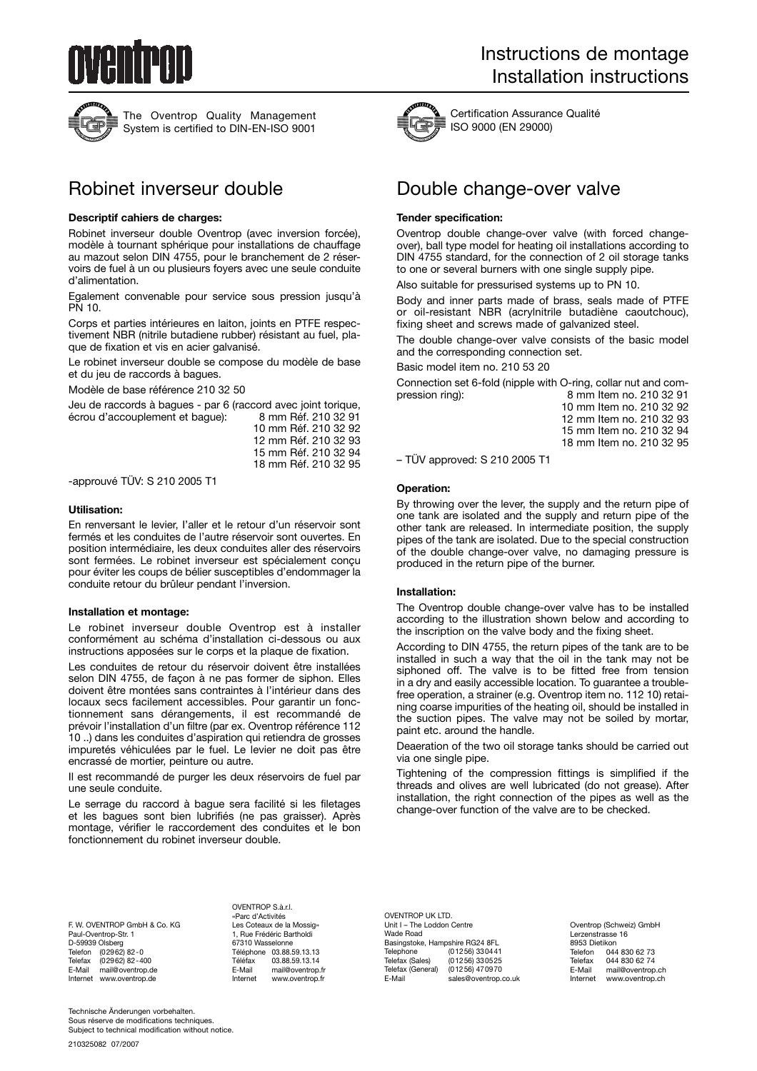# oventrop

## Instructions de montage
## Installation instructions

The Oventrop Quality Management System is certified to DIN-EN-ISO 9001

Certification Assurance Qualité ISO 9000 (EN 29000)

## Robinet inverseur double

**Descriptif cahiers de charges:**

Robinet inverseur double Oventrop (avec inversion forcée), modèle à tournant sphérique pour installations de chauffage au mazout selon DIN 4755, pour le branchement de 2 réservoirs de fuel à un ou plusieurs foyers avec une seule conduite d'alimentation.

Egalement convenable pour service sous pression jusqu'à PN 10.

Corps et parties intérieures en laiton, joints en PTFE respectivement NBR (nitrile butadiene rubber) résistant au fuel, plaque de fixation et vis en acier galvanisé.

Le robinet inverseur double se compose du modèle de base et du jeu de raccords à bagues.

Modèle de base référence 210 32 50

Jeu de raccords à bagues - par 6 (raccord avec joint torique, écrou d'accouplement et bague):
8 mm Réf. 210 32 91
10 mm Réf. 210 32 92
12 mm Réf. 210 32 93
15 mm Réf. 210 32 94
18 mm Réf. 210 32 95

-approuvé TÜV: S 210 2005 T1

**Utilisation:**

En renversant le levier, l'aller et le retour d'un réservoir sont fermés et les conduites de l'autre réservoir sont ouvertes. En position intermédiaire, les deux conduites aller des réservoirs sont fermées. Le robinet inverseur est spécialement conçu pour éviter les coups de bélier susceptibles d'endommager la conduite retour du brûleur pendant l'inversion.

**Installation et montage:**

Le robinet inverseur double Oventrop est à installer conformément au schéma d'installation ci-dessous ou aux instructions apposées sur le corps et la plaque de fixation.

Les conduites de retour du réservoir doivent être installées selon DIN 4755, de façon à ne pas former de siphon. Elles doivent être montées sans contraintes à l'intérieur dans des locaux secs facilement accessibles. Pour garantir un fonctionnement sans dérangements, il est recommandé de prévoir l'installation d'un filtre (par ex. Oventrop référence 112 10 ..) dans les conduites d'aspiration qui retiendra de grosses impuretés véhiculées par le fuel. Le levier ne doit pas être encrassé de mortier, peinture ou autre.

Il est recommandé de purger les deux réservoirs de fuel par une seule conduite.

Le serrage du raccord à bague sera facilité si les filetages et les bagues sont bien lubrifiés (ne pas graisser). Après montage, vérifier le raccordement des conduites et le bon fonctionnement du robinet inverseur double.

## Double change-over valve

**Tender specification:**

Oventrop double change-over valve (with forced change-over), ball type model for heating oil installations according to DIN 4755 standard, for the connection of 2 oil storage tanks to one or several burners with one single supply pipe.

Also suitable for pressurised systems up to PN 10.

Body and inner parts made of brass, seals made of PTFE or oil-resistant NBR (acrylnitrile butadiène caoutchouc), fixing sheet and screws made of galvanized steel.

The double change-over valve consists of the basic model and the corresponding connection set.

Basic model item no. 210 53 20

Connection set 6-fold (nipple with O-ring, collar nut and compression ring):
8 mm Item no. 210 32 91
10 mm Item no. 210 32 92
12 mm Item no. 210 32 93
15 mm Item no. 210 32 94
18 mm Item no. 210 32 95

– TÜV approved: S 210 2005 T1

**Operation:**

By throwing over the lever, the supply and the return pipe of one tank are isolated and the supply and return pipe of the other tank are released. In intermediate position, the supply pipes of the tank are isolated. Due to the special construction of the double change-over valve, no damaging pressure is produced in the return pipe of the burner.

**Installation:**

The Oventrop double change-over valve has to be installed according to the illustration shown below and according to the inscription on the valve body and the fixing sheet.

According to DIN 4755, the return pipes of the tank are to be installed in such a way that the oil in the tank may not be siphoned off. The valve is to be fitted free from tension in a dry and easily accessible location. To guarantee a trouble-free operation, a strainer (e.g. Oventrop item no. 112 10) retaining coarse impurities of the heating oil, should be installed in the suction pipes. The valve may not be soiled by mortar, paint etc. around the handle.

Deaeration of the two oil storage tanks should be carried out via one single pipe.

Tightening of the compression fittings is simplified if the threads and olives are well lubricated (do not grease). After installation, the right connection of the pipes as well as the change-over function of the valve are to be checked.

F. W. OVENTROP GmbH & Co. KG
Paul-Oventrop-Str. 1
D-59939 Olsberg
Telefon (0 29 62) 82 - 0
Telefax (0 29 62) 82 - 400
E-Mail mail@oventrop.de
Internet www.oventrop.de

OVENTROP S.à.r.l.
«Parc d'Activités
Les Coteaux de la Mossig»
1, Rue Frédéric Bartholdi
67310 Wasselonne
Téléphone 03.88.59.13.13
Téléfax 03.88.59.13.14
E-Mail mail@oventrop.fr
Internet www.oventrop.fr

OVENTROP UK LTD.
Unit I – The Loddon Centre
Wade Road
Basingstoke, Hampshire RG24 8FL
Telephone (0 12 56) 33 04 41
Telefax (Sales) (0 12 56) 33 05 25
Telefax (General) (0 12 56) 47 09 70
E-Mail sales@oventrop.co.uk

Oventrop (Schweiz) GmbH
Lerzenstrasse 16
8953 Dietikon
Telefon 044 830 62 73
Telefax 044 830 62 74
E-Mail mail@oventrop.ch
Internet www.oventrop.ch

Technische Änderungen vorbehalten.
Sous réserve de modifications techniques.
Subject to technical modification without notice.

210325082 07/2007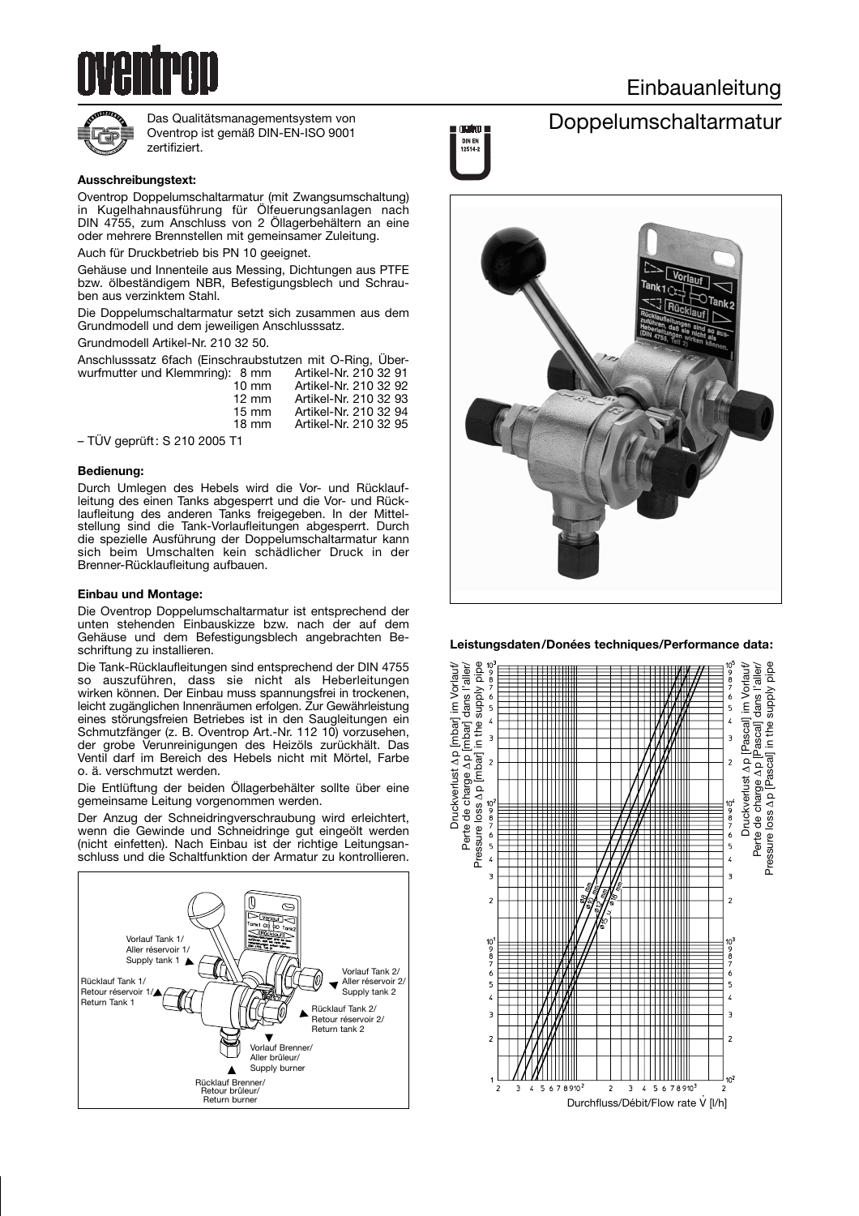# Einbauanleitung

# Doppelumschaltarmatur

Das Qualitätsmanagementsystem von Oventrop ist gemäß DIN-EN-ISO 9001 zertifiziert.

DIN EN 12514-2

### Ausschreibungstext:

Oventrop Doppelumschaltarmatur (mit Zwangsumschaltung) in Kugelhahnausführung für Ölfeuerungsanlagen nach DIN 4755, zum Anschluss von 2 Öllagerbehältern an eine oder mehrere Brennstellen mit gemeinsamer Zuleitung.

Auch für Druckbetrieb bis PN 10 geeignet.

Gehäuse und Innenteile aus Messing, Dichtungen aus PTFE bzw. ölbeständigem NBR, Befestigungsblech und Schrauben aus verzinktem Stahl.

Die Doppelumschaltarmatur setzt sich zusammen aus dem Grundmodell und dem jeweiligen Anschlusssatz.

Grundmodell Artikel-Nr. 210 32 50.

Anschlusssatz 6fach (Einschraubstutzen mit O-Ring, Überwurfmutter und Klemmring):

| | |
|---|---|
| 8 mm | Artikel-Nr. 210 32 91 |
| 10 mm | Artikel-Nr. 210 32 92 |
| 12 mm | Artikel-Nr. 210 32 93 |
| 15 mm | Artikel-Nr. 210 32 94 |
| 18 mm | Artikel-Nr. 210 32 95 |

– TÜV geprüft: S 210 2005 T1

### Bedienung:

Durch Umlegen des Hebels wird die Vor- und Rücklaufleitung des einen Tanks abgesperrt und die Vor- und Rücklaufleitung des anderen Tanks freigegeben. In der Mittelstellung sind die Tank-Vorlaufleitungen abgesperrt. Durch die spezielle Ausführung der Doppelumschaltarmatur kann sich beim Umschalten kein schädlicher Druck in der Brenner-Rücklaufleitung aufbauen.

### Einbau und Montage:

Die Oventrop Doppelumschaltarmatur ist entsprechend der unten stehenden Einbauskizze bzw. nach der auf dem Gehäuse und dem Befestigungsblech angebrachten Beschriftung zu installieren.

Die Tank-Rücklaufleitungen sind entsprechend der DIN 4755 so auszuführen, dass sie nicht als Heberleitungen wirken können. Der Einbau muss spannungsfrei in trockenen, leicht zugänglichen Innenräumen erfolgen. Zur Gewährleistung eines störungsfreien Betriebes ist in den Saugleitungen ein Schmutzfänger (z. B. Oventrop Art.-Nr. 112 10) vorzusehen, der grobe Verunreinigungen des Heizöls zurückhält. Das Ventil darf im Bereich des Hebels nicht mit Mörtel, Farbe o. ä. verschmutzt werden.

Die Entlüftung der beiden Öllagerbehälter sollte über eine gemeinsame Leitung vorgenommen werden.

Der Anzug der Schneidringverschraubung wird erleichtert, wenn die Gewinde und Schneidringe gut eingeölt werden (nicht einfetten). Nach Einbau ist der richtige Leitungsanschluss und die Schaltfunktion der Armatur zu kontrollieren.

Vorlauf Tank 1/ Aller réservoir 1/ Supply tank 1

Rücklauf Tank 1/ Retour réservoir 1/ Return Tank 1

Vorlauf Tank 2/ Aller réservoir 2/ Supply tank 2

Rücklauf Tank 2/ Retour réservoir 2/ Return tank 2

Vorlauf Brenner/ Aller brûleur/ Supply burner

Rücklauf Brenner/ Retour brûleur/ Return burner

### Leistungsdaten/Donées techniques/Performance data:

Druckverlust Δp [mbar] im Vorlauf/ Perte de charge Δp [mbar] dans l'aller/ Pressure loss Δp [mbar] in the supply pipe

Druckverlust Δp [Pascal] im Vorlauf/ Perte de charge Δp [Pascal] dans l'aller/ Pressure loss Δp [Pascal] in the supply pipe

Ø8 mm, Ø10 mm, Ø12 mm, Ø15 u. Ø18 mm

Durchfluss/Débit/Flow rate V̇ [l/h]